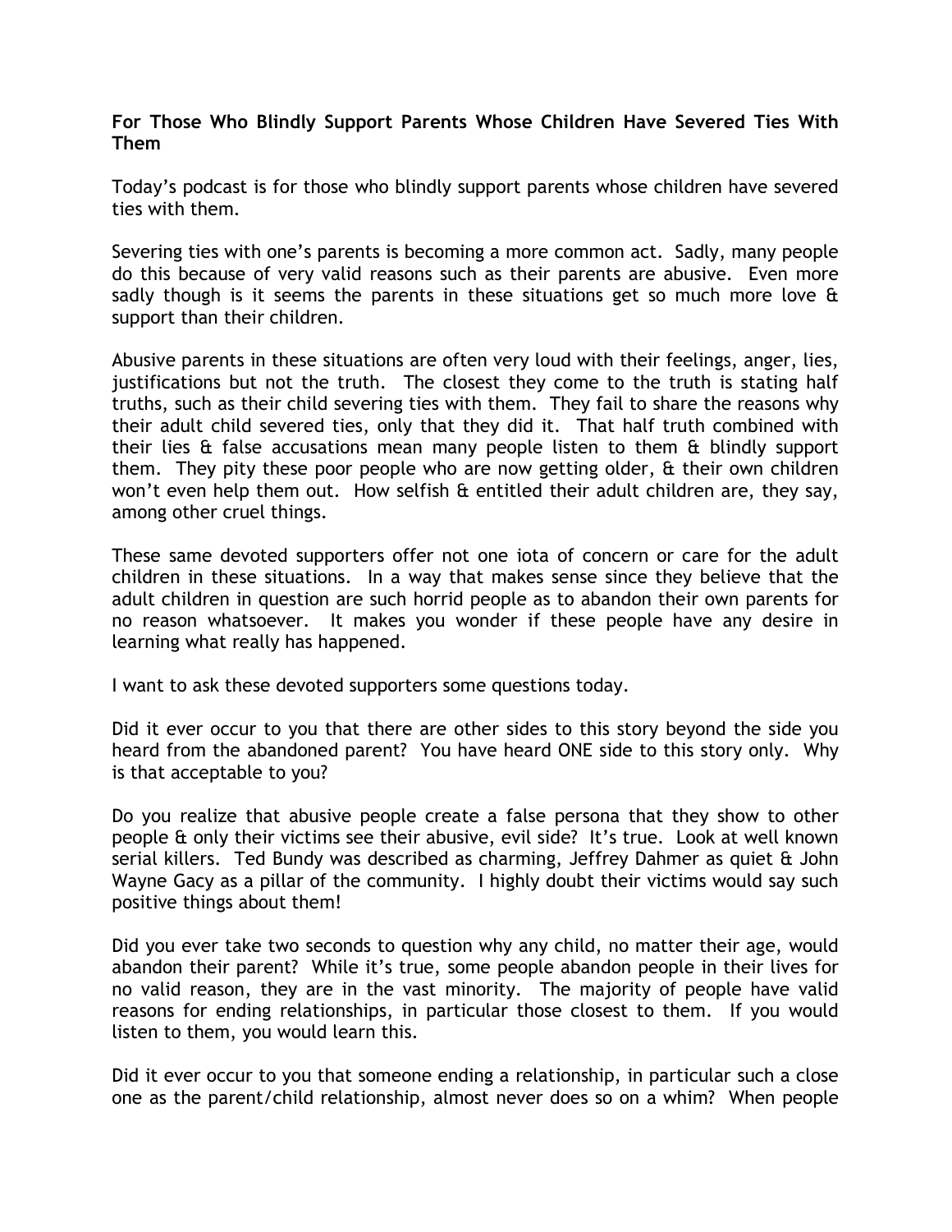**For Those Who Blindly Support Parents Whose Children Have Severed Ties With Them**

Today's podcast is for those who blindly support parents whose children have severed ties with them.

Severing ties with one's parents is becoming a more common act. Sadly, many people do this because of very valid reasons such as their parents are abusive. Even more sadly though is it seems the parents in these situations get so much more love & support than their children.

Abusive parents in these situations are often very loud with their feelings, anger, lies, justifications but not the truth. The closest they come to the truth is stating half truths, such as their child severing ties with them. They fail to share the reasons why their adult child severed ties, only that they did it. That half truth combined with their lies & false accusations mean many people listen to them & blindly support them. They pity these poor people who are now getting older, & their own children won't even help them out. How selfish & entitled their adult children are, they say, among other cruel things.

These same devoted supporters offer not one iota of concern or care for the adult children in these situations. In a way that makes sense since they believe that the adult children in question are such horrid people as to abandon their own parents for no reason whatsoever. It makes you wonder if these people have any desire in learning what really has happened.

I want to ask these devoted supporters some questions today.

Did it ever occur to you that there are other sides to this story beyond the side you heard from the abandoned parent? You have heard ONE side to this story only. Why is that acceptable to you?

Do you realize that abusive people create a false persona that they show to other people & only their victims see their abusive, evil side? It's true. Look at well known serial killers. Ted Bundy was described as charming, Jeffrey Dahmer as quiet & John Wayne Gacy as a pillar of the community. I highly doubt their victims would say such positive things about them!

Did you ever take two seconds to question why any child, no matter their age, would abandon their parent? While it's true, some people abandon people in their lives for no valid reason, they are in the vast minority. The majority of people have valid reasons for ending relationships, in particular those closest to them. If you would listen to them, you would learn this.

Did it ever occur to you that someone ending a relationship, in particular such a close one as the parent/child relationship, almost never does so on a whim? When people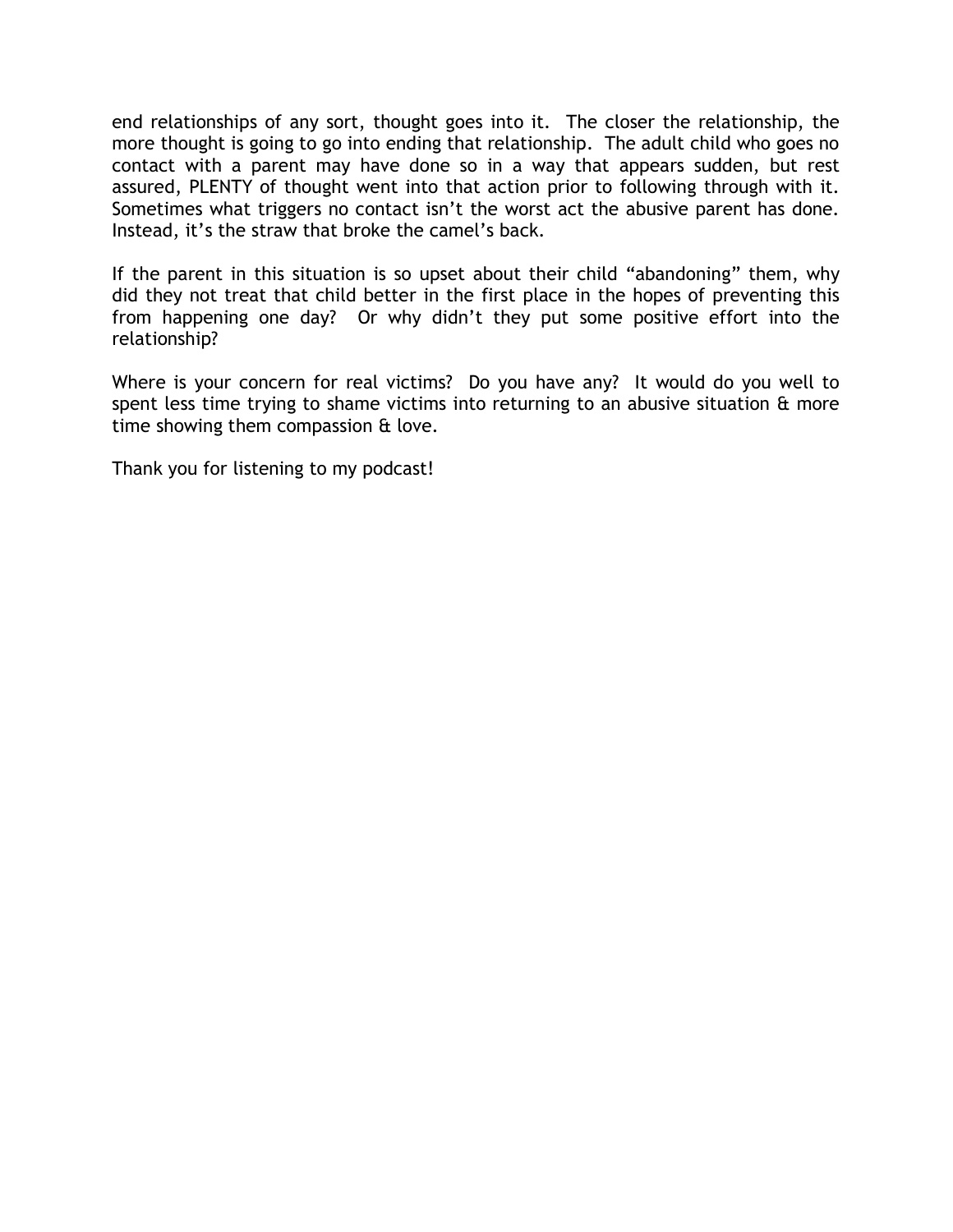end relationships of any sort, thought goes into it. The closer the relationship, the more thought is going to go into ending that relationship. The adult child who goes no contact with a parent may have done so in a way that appears sudden, but rest assured, PLENTY of thought went into that action prior to following through with it. Sometimes what triggers no contact isn't the worst act the abusive parent has done. Instead, it's the straw that broke the camel's back.

If the parent in this situation is so upset about their child "abandoning" them, why did they not treat that child better in the first place in the hopes of preventing this from happening one day? Or why didn't they put some positive effort into the relationship?

Where is your concern for real victims? Do you have any? It would do you well to spent less time trying to shame victims into returning to an abusive situation & more time showing them compassion & love.

Thank you for listening to my podcast!